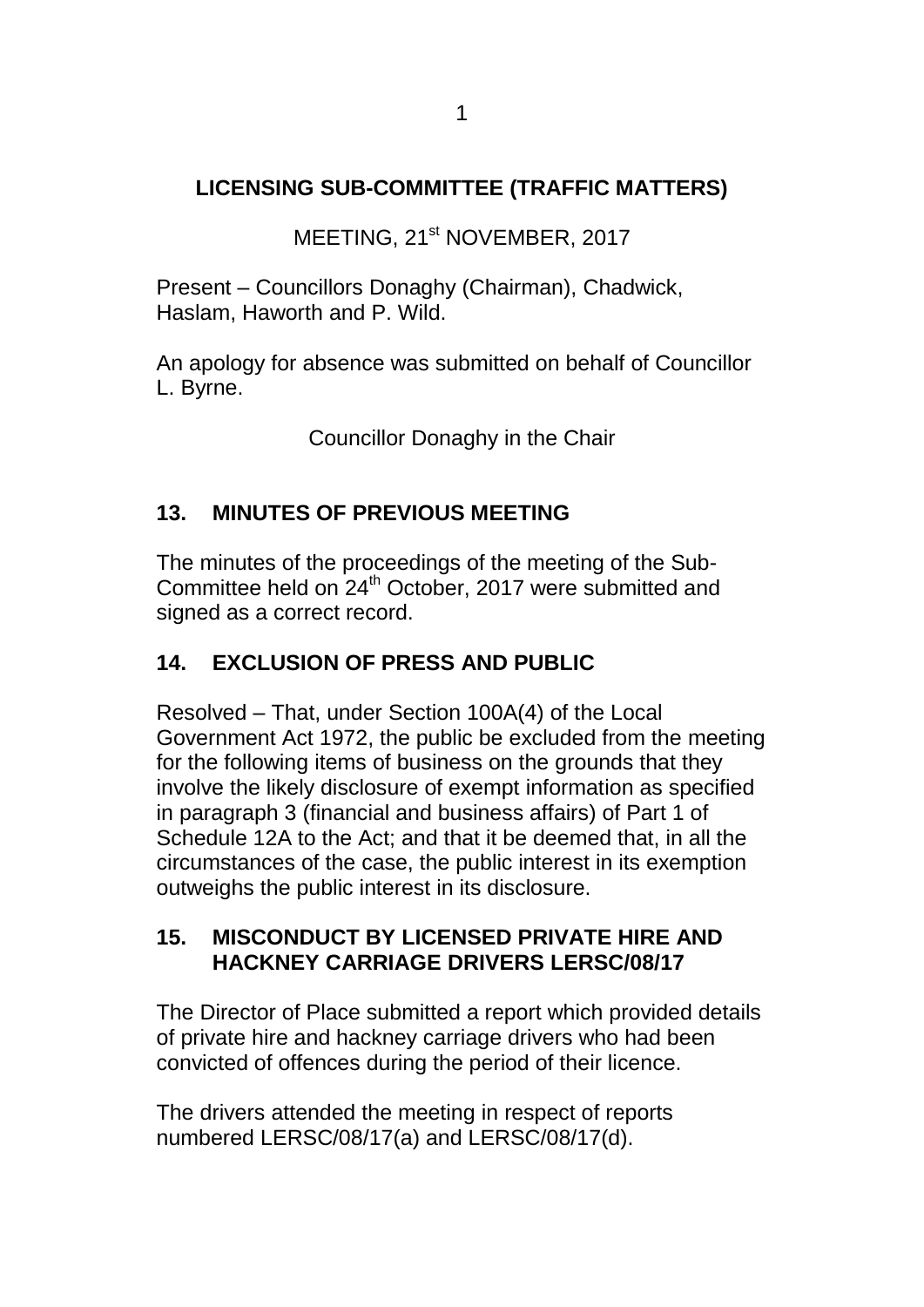# LICENSING SUB-COMMITTEE (TRAFFIC MATTERS)

MEETING, 21st NOVEMBER, 2017

Present – Councillors Donaghy (Chairman), Chadwick, Haslam, Haworth and P. Wild.

An apology for absence was submitted on behalf of Councillor L. Byrne.

Councillor Donaghy in the Chair

## 13. MINUTES OF PREVIOUS MEETING

The minutes of the proceedings of the meeting of the Sub-Committee held on 24th October, 2017 were submitted and signed as a correct record.

## 14. EXCLUSION OF PRESS AND PUBLIC

Resolved – That, under Section 100A(4) of the Local Government Act 1972, the public be excluded from the meeting for the following items of business on the grounds that they involve the likely disclosure of exempt information as specified in paragraph 3 (financial and business affairs) of Part 1 of Schedule 12A to the Act; and that it be deemed that, in all the circumstances of the case, the public interest in its exemption outweighs the public interest in its disclosure.

## 15. MISCONDUCT BY LICENSED PRIVATE HIRE AND HACKNEY CARRIAGE DRIVERS LERSC/08/17

The Director of Place submitted a report which provided details of private hire and hackney carriage drivers who had been convicted of offences during the period of their licence.

The drivers attended the meeting in respect of reports numbered LERSC/08/17(a) and LERSC/08/17(d).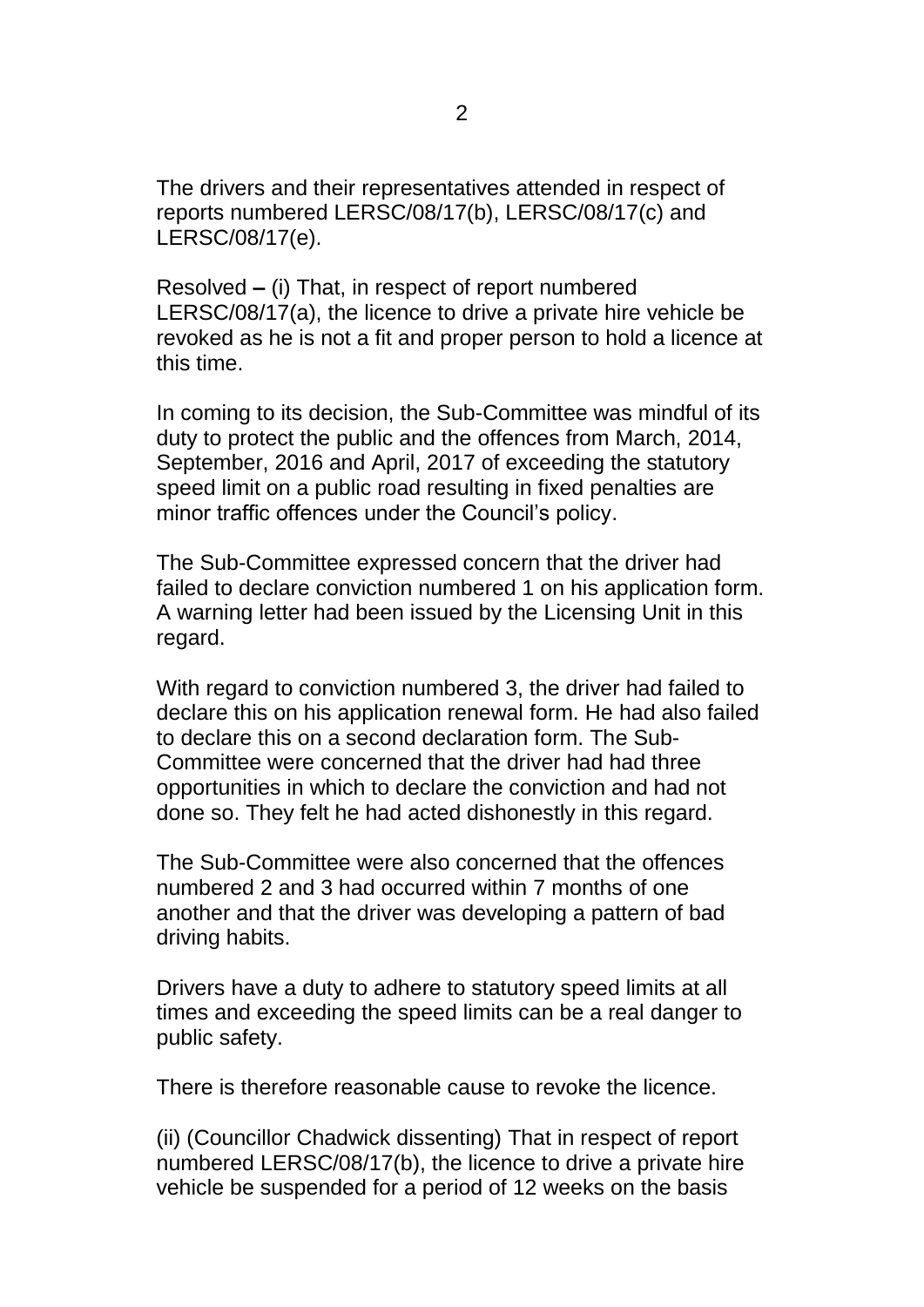The drivers and their representatives attended in respect of reports numbered LERSC/08/17(b), LERSC/08/17(c) and LERSC/08/17(e).

Resolved **–** (i) That, in respect of report numbered LERSC/08/17(a), the licence to drive a private hire vehicle be revoked as he is not a fit and proper person to hold a licence at this time.

In coming to its decision, the Sub-Committee was mindful of its duty to protect the public and the offences from March, 2014, September, 2016 and April, 2017 of exceeding the statutory speed limit on a public road resulting in fixed penalties are minor traffic offences under the Council's policy.

The Sub-Committee expressed concern that the driver had failed to declare conviction numbered 1 on his application form. A warning letter had been issued by the Licensing Unit in this regard.

With regard to conviction numbered 3, the driver had failed to declare this on his application renewal form. He had also failed to declare this on a second declaration form. The Sub-Committee were concerned that the driver had had three opportunities in which to declare the conviction and had not done so. They felt he had acted dishonestly in this regard.

The Sub-Committee were also concerned that the offences numbered 2 and 3 had occurred within 7 months of one another and that the driver was developing a pattern of bad driving habits.

Drivers have a duty to adhere to statutory speed limits at all times and exceeding the speed limits can be a real danger to public safety.

There is therefore reasonable cause to revoke the licence.

(ii) (Councillor Chadwick dissenting) That in respect of report numbered LERSC/08/17(b), the licence to drive a private hire vehicle be suspended for a period of 12 weeks on the basis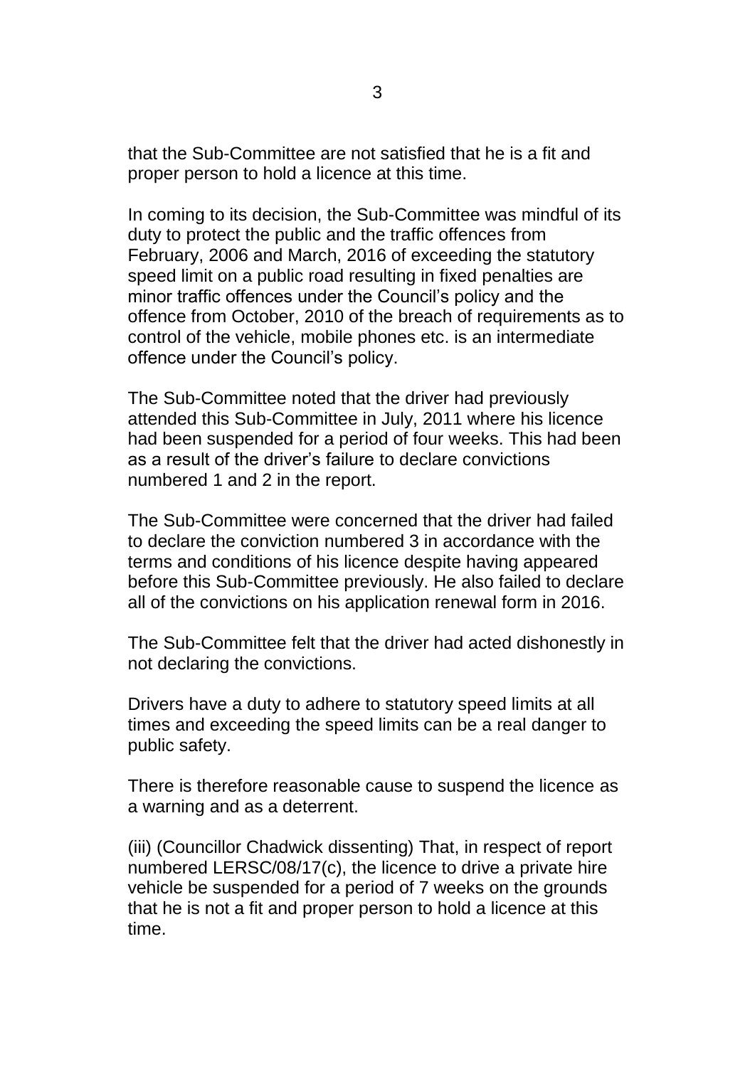that the Sub-Committee are not satisfied that he is a fit and proper person to hold a licence at this time.

In coming to its decision, the Sub-Committee was mindful of its duty to protect the public and the traffic offences from February, 2006 and March, 2016 of exceeding the statutory speed limit on a public road resulting in fixed penalties are minor traffic offences under the Council's policy and the offence from October, 2010 of the breach of requirements as to control of the vehicle, mobile phones etc. is an intermediate offence under the Council's policy.

The Sub-Committee noted that the driver had previously attended this Sub-Committee in July, 2011 where his licence had been suspended for a period of four weeks. This had been as a result of the driver's failure to declare convictions numbered 1 and 2 in the report.

The Sub-Committee were concerned that the driver had failed to declare the conviction numbered 3 in accordance with the terms and conditions of his licence despite having appeared before this Sub-Committee previously. He also failed to declare all of the convictions on his application renewal form in 2016.

The Sub-Committee felt that the driver had acted dishonestly in not declaring the convictions.

Drivers have a duty to adhere to statutory speed limits at all times and exceeding the speed limits can be a real danger to public safety.

There is therefore reasonable cause to suspend the licence as a warning and as a deterrent.

(iii) (Councillor Chadwick dissenting) That, in respect of report numbered LERSC/08/17(c), the licence to drive a private hire vehicle be suspended for a period of 7 weeks on the grounds that he is not a fit and proper person to hold a licence at this time.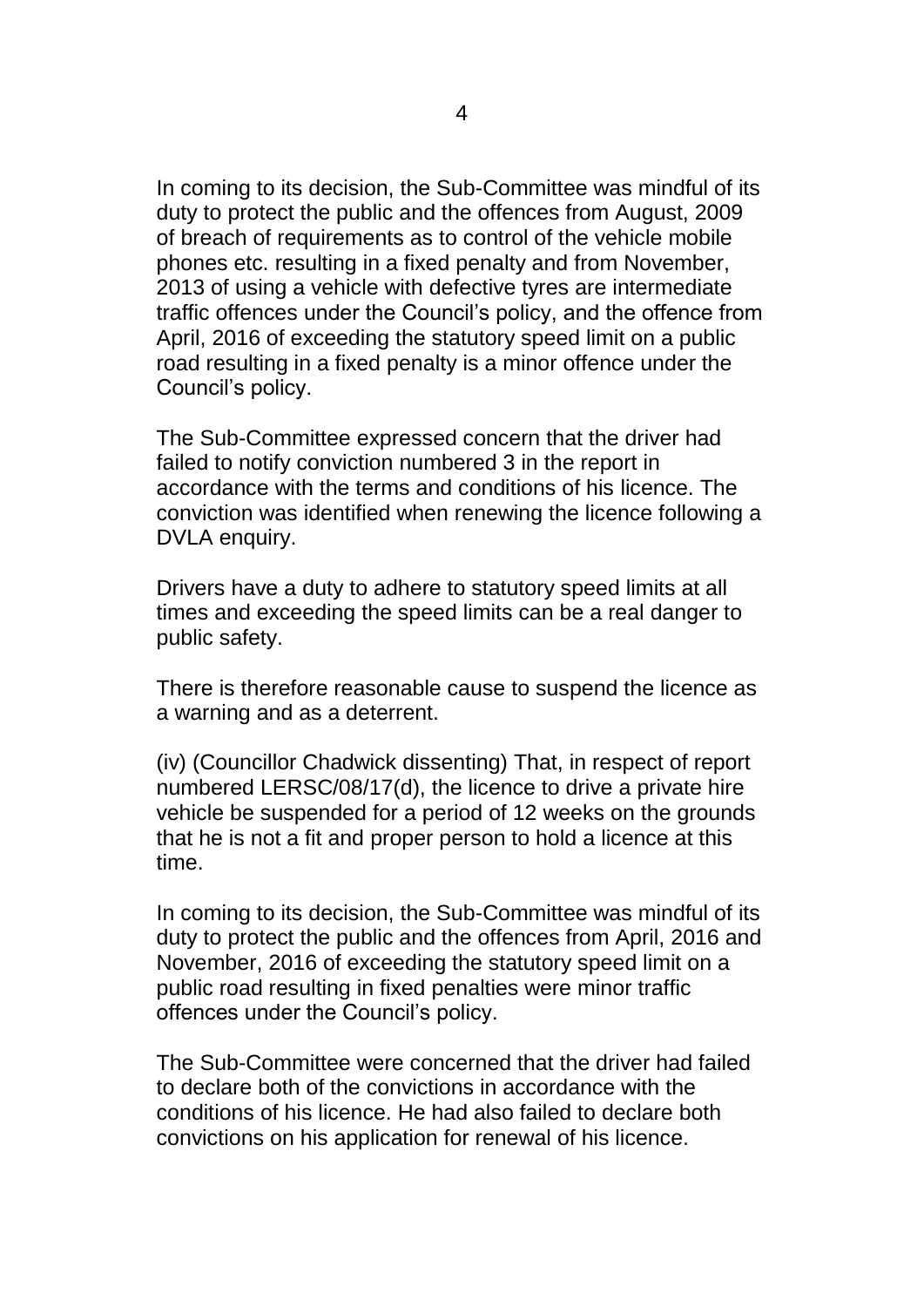In coming to its decision, the Sub-Committee was mindful of its duty to protect the public and the offences from August, 2009 of breach of requirements as to control of the vehicle mobile phones etc. resulting in a fixed penalty and from November, 2013 of using a vehicle with defective tyres are intermediate traffic offences under the Council's policy, and the offence from April, 2016 of exceeding the statutory speed limit on a public road resulting in a fixed penalty is a minor offence under the Council's policy.

The Sub-Committee expressed concern that the driver had failed to notify conviction numbered 3 in the report in accordance with the terms and conditions of his licence. The conviction was identified when renewing the licence following a DVLA enquiry.

Drivers have a duty to adhere to statutory speed limits at all times and exceeding the speed limits can be a real danger to public safety.

There is therefore reasonable cause to suspend the licence as a warning and as a deterrent.

(iv) (Councillor Chadwick dissenting) That, in respect of report numbered LERSC/08/17(d), the licence to drive a private hire vehicle be suspended for a period of 12 weeks on the grounds that he is not a fit and proper person to hold a licence at this time.

In coming to its decision, the Sub-Committee was mindful of its duty to protect the public and the offences from April, 2016 and November, 2016 of exceeding the statutory speed limit on a public road resulting in fixed penalties were minor traffic offences under the Council's policy.

The Sub-Committee were concerned that the driver had failed to declare both of the convictions in accordance with the conditions of his licence. He had also failed to declare both convictions on his application for renewal of his licence.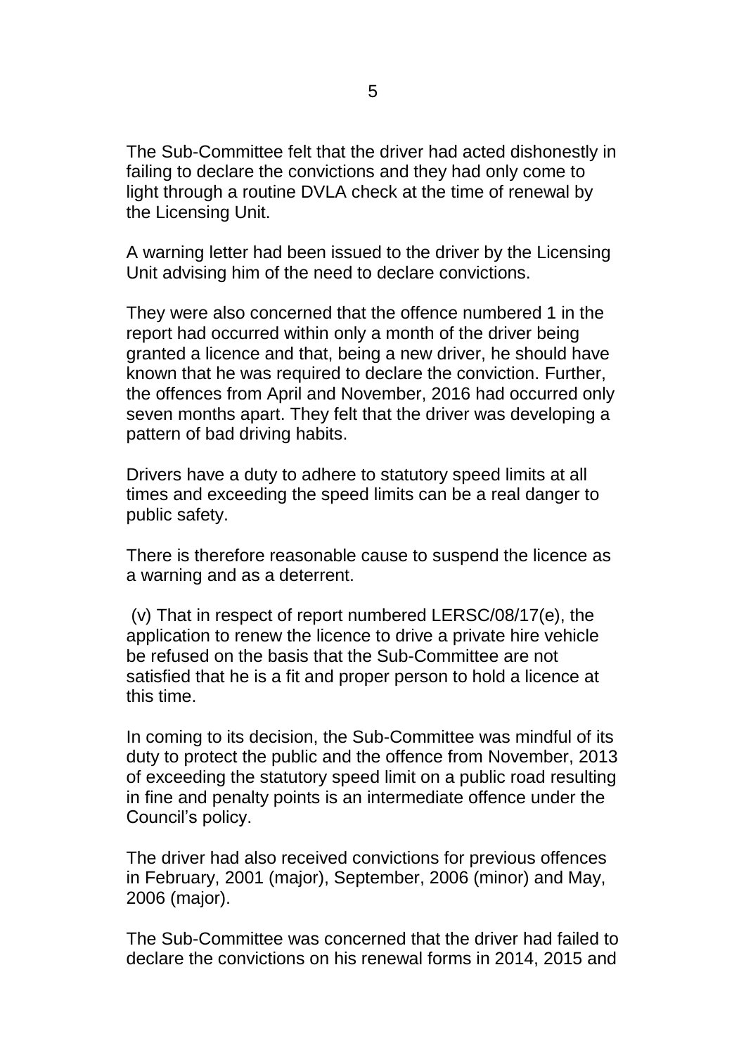The Sub-Committee felt that the driver had acted dishonestly in failing to declare the convictions and they had only come to light through a routine DVLA check at the time of renewal by the Licensing Unit.

A warning letter had been issued to the driver by the Licensing Unit advising him of the need to declare convictions.

They were also concerned that the offence numbered 1 in the report had occurred within only a month of the driver being granted a licence and that, being a new driver, he should have known that he was required to declare the conviction. Further, the offences from April and November, 2016 had occurred only seven months apart. They felt that the driver was developing a pattern of bad driving habits.

Drivers have a duty to adhere to statutory speed limits at all times and exceeding the speed limits can be a real danger to public safety.

There is therefore reasonable cause to suspend the licence as a warning and as a deterrent.

(v) That in respect of report numbered LERSC/08/17(e), the application to renew the licence to drive a private hire vehicle be refused on the basis that the Sub-Committee are not satisfied that he is a fit and proper person to hold a licence at this time.

In coming to its decision, the Sub-Committee was mindful of its duty to protect the public and the offence from November, 2013 of exceeding the statutory speed limit on a public road resulting in fine and penalty points is an intermediate offence under the Council's policy.

The driver had also received convictions for previous offences in February, 2001 (major), September, 2006 (minor) and May, 2006 (major).

The Sub-Committee was concerned that the driver had failed to declare the convictions on his renewal forms in 2014, 2015 and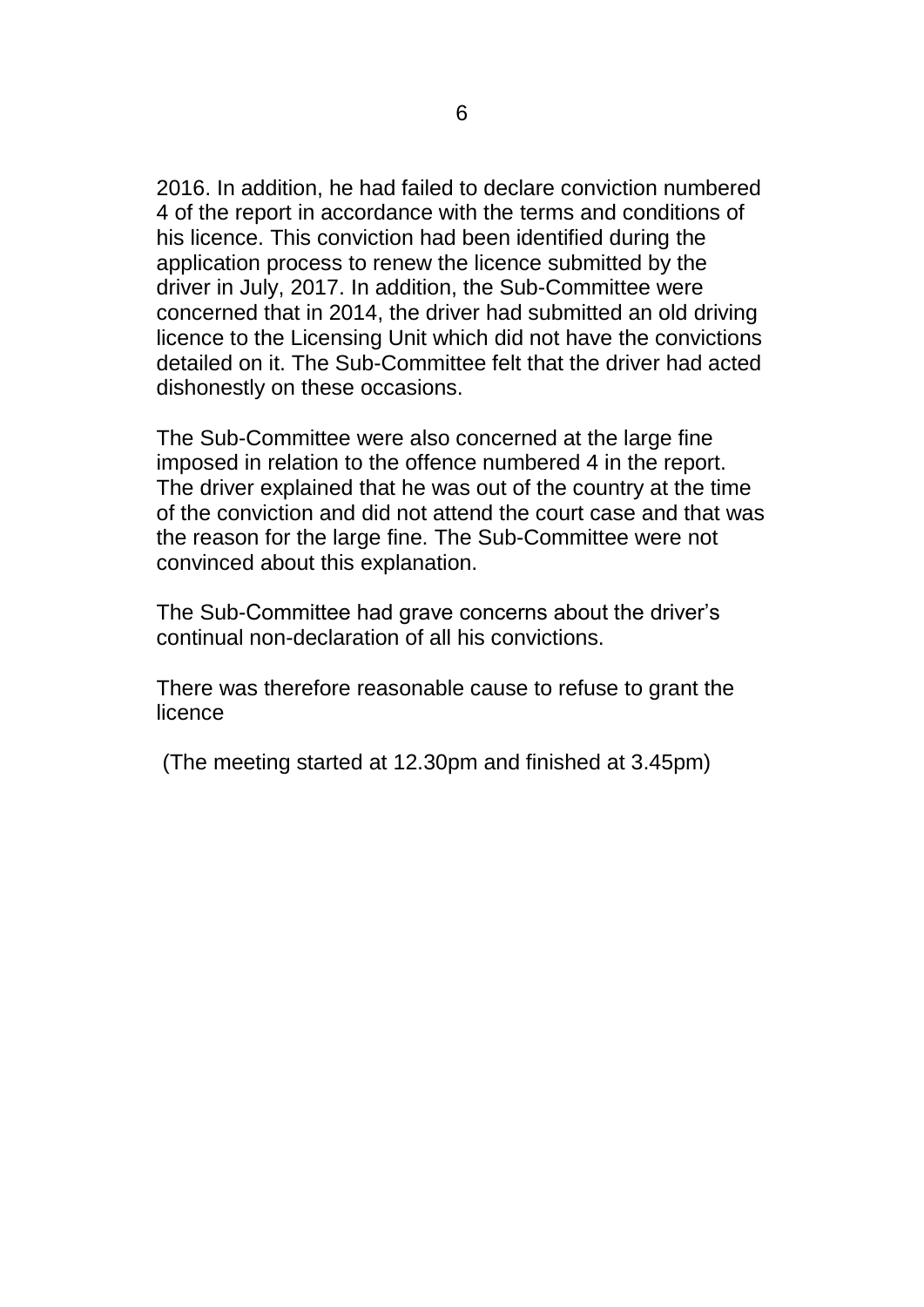2016. In addition, he had failed to declare conviction numbered 4 of the report in accordance with the terms and conditions of his licence. This conviction had been identified during the application process to renew the licence submitted by the driver in July, 2017. In addition, the Sub-Committee were concerned that in 2014, the driver had submitted an old driving licence to the Licensing Unit which did not have the convictions detailed on it. The Sub-Committee felt that the driver had acted dishonestly on these occasions.

The Sub-Committee were also concerned at the large fine imposed in relation to the offence numbered 4 in the report. The driver explained that he was out of the country at the time of the conviction and did not attend the court case and that was the reason for the large fine. The Sub-Committee were not convinced about this explanation.

The Sub-Committee had grave concerns about the driver's continual non-declaration of all his convictions.

There was therefore reasonable cause to refuse to grant the licence

(The meeting started at 12.30pm and finished at 3.45pm)